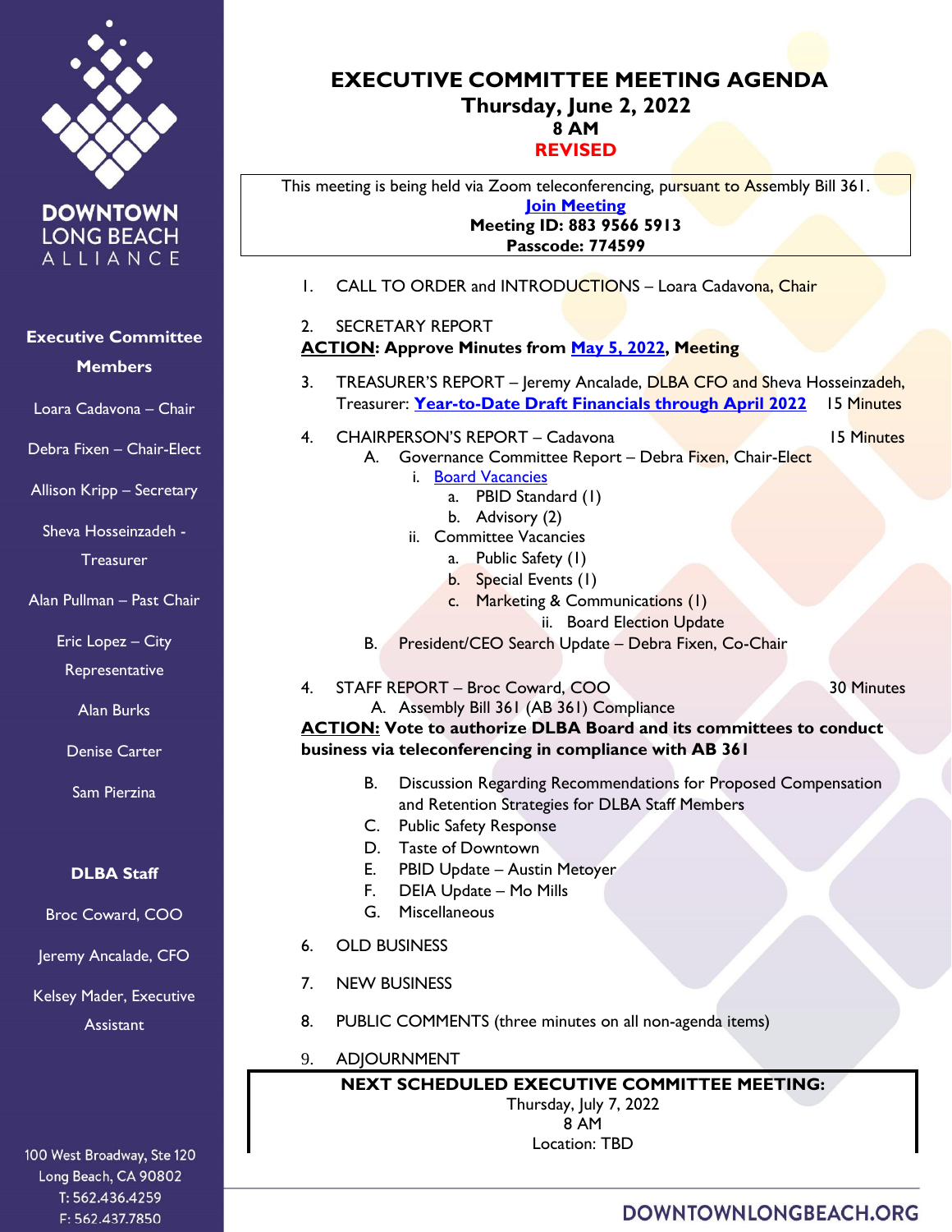DOWNTOWN LONG BEACH ALLIANCE

**Executive Committee Members**

Loara Cadavona – Chair

Debra Fixen – Chair-Elect

Allison Kripp – Secretary

Sheva Hosseinzadeh - Treasurer

Alan Pullman – Past Chair

Eric Lopez – City Representative

Alan Burks

Denise Carter

Sam Pierzina

**DLBA Staff**

Broc Coward, COO

Jeremy Ancalade, CFO

Kelsey Mader, Executive Assistant

100 West Broadway, Ste 120
Long Beach, CA 90802
T: 562.436.4259
F: 562.437.7850

# EXECUTIVE COMMITTEE MEETING AGENDA

**Thursday, June 2, 2022**
**8 AM**
**REVISED**

This meeting is being held via Zoom teleconferencing, pursuant to Assembly Bill 361.
**Join Meeting**
**Meeting ID: 883 9566 5913**
**Passcode: 774599**

1. CALL TO ORDER and INTRODUCTIONS – Loara Cadavona, Chair

2. SECRETARY REPORT
**ACTION: Approve Minutes from May 5, 2022, Meeting**

3. TREASURER'S REPORT – Jeremy Ancalade, DLBA CFO and Sheva Hosseinzadeh, Treasurer: **Year-to-Date Draft Financials through April 2022** 15 Minutes

4. CHAIRPERSON'S REPORT – Cadavona 15 Minutes
   - A. Governance Committee Report – Debra Fixen, Chair-Elect
     - i. Board Vacancies
       - a. PBID Standard (1)
       - b. Advisory (2)
     - ii. Committee Vacancies
       - a. Public Safety (1)
       - b. Special Events (1)
       - c. Marketing & Communications (1)
     - ii. Board Election Update
   - B. President/CEO Search Update – Debra Fixen, Co-Chair

4. STAFF REPORT – Broc Coward, COO 30 Minutes
   - A. Assembly Bill 361 (AB 361) Compliance

   **ACTION: Vote to authorize DLBA Board and its committees to conduct business via teleconferencing in compliance with AB 361**

   - B. Discussion Regarding Recommendations for Proposed Compensation and Retention Strategies for DLBA Staff Members
   - C. Public Safety Response
   - D. Taste of Downtown
   - E. PBID Update – Austin Metoyer
   - F. DEIA Update – Mo Mills
   - G. Miscellaneous

6. OLD BUSINESS

7. NEW BUSINESS

8. PUBLIC COMMENTS (three minutes on all non-agenda items)

9. ADJOURNMENT

**NEXT SCHEDULED EXECUTIVE COMMITTEE MEETING:**
Thursday, July 7, 2022
8 AM
Location: TBD

DOWNTOWNLONGBEACH.ORG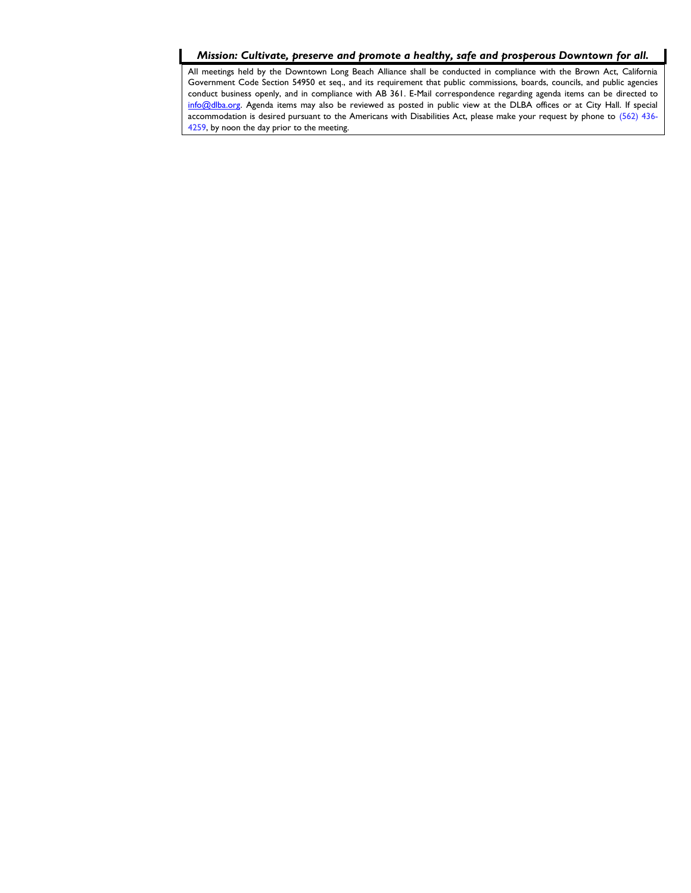***Mission: Cultivate, preserve and promote a healthy, safe and prosperous Downtown for all.***

All meetings held by the Downtown Long Beach Alliance shall be conducted in compliance with the Brown Act, California Government Code Section 54950 et seq., and its requirement that public commissions, boards, councils, and public agencies conduct business openly, and in compliance with AB 361. E-Mail correspondence regarding agenda items can be directed to info@dlba.org. Agenda items may also be reviewed as posted in public view at the DLBA offices or at City Hall. If special accommodation is desired pursuant to the Americans with Disabilities Act, please make your request by phone to (562) 436-4259, by noon the day prior to the meeting.